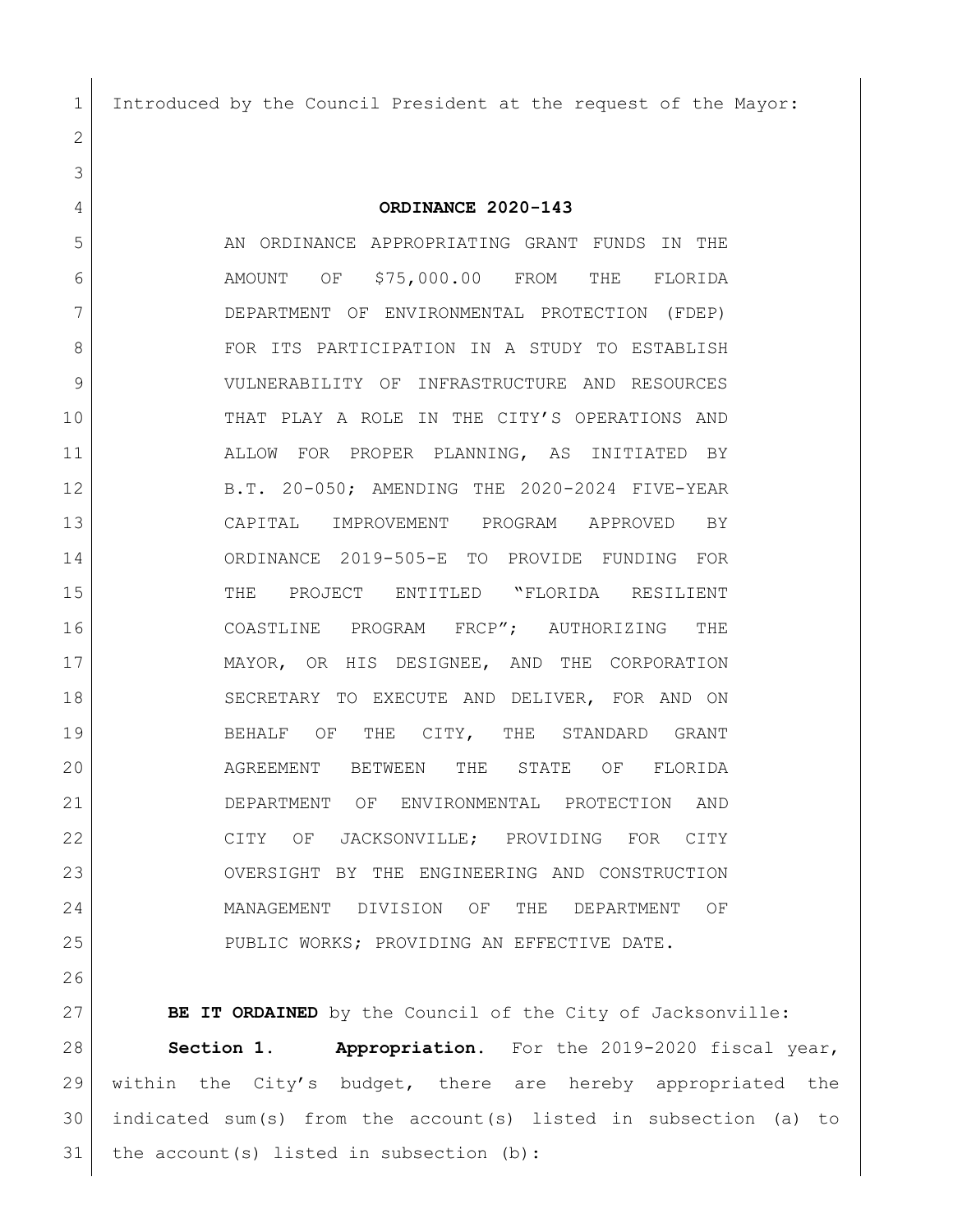Introduced by the Council President at the request of the Mayor:

**ORDINANCE 2020-143**

AN ORDINANCE APPROPRIATING GRANT FUNDS IN THE AMOUNT OF $75,000.00 FROM THE FLORIDA DEPARTMENT OF ENVIRONMENTAL PROTECTION (FDEP) FOR ITS PARTICIPATION IN A STUDY TO ESTABLISH VULNERABILITY OF INFRASTRUCTURE AND RESOURCES THAT PLAY A ROLE IN THE CITY'S OPERATIONS AND ALLOW FOR PROPER PLANNING, AS INITIATED BY B.T. 20-050; AMENDING THE 2020-2024 FIVE-YEAR CAPITAL IMPROVEMENT PROGRAM APPROVED BY ORDINANCE 2019-505-E TO PROVIDE FUNDING FOR THE PROJECT ENTITLED "FLORIDA RESILIENT COASTLINE PROGRAM FRCP"; AUTHORIZING THE MAYOR, OR HIS DESIGNEE, AND THE CORPORATION SECRETARY TO EXECUTE AND DELIVER, FOR AND ON BEHALF OF THE CITY, THE STANDARD GRANT AGREEMENT BETWEEN THE STATE OF FLORIDA DEPARTMENT OF ENVIRONMENTAL PROTECTION AND CITY OF JACKSONVILLE; PROVIDING FOR CITY OVERSIGHT BY THE ENGINEERING AND CONSTRUCTION MANAGEMENT DIVISION OF THE DEPARTMENT OF PUBLIC WORKS; PROVIDING AN EFFECTIVE DATE.

**BE IT ORDAINED** by the Council of the City of Jacksonville:

**Section 1. Appropriation.** For the 2019-2020 fiscal year, within the City's budget, there are hereby appropriated the indicated sum(s) from the account(s) listed in subsection (a) to the account(s) listed in subsection (b):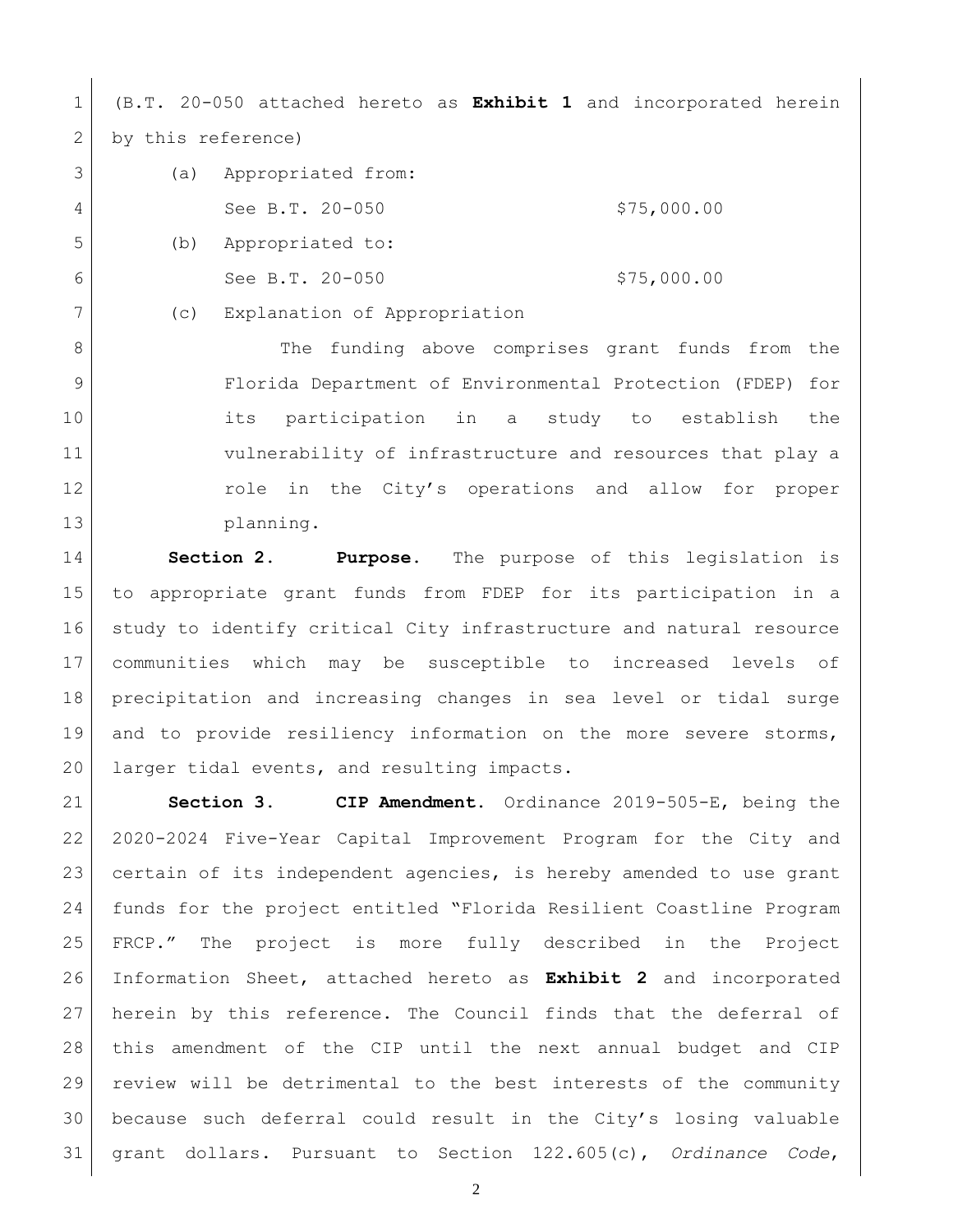(B.T. 20-050 attached hereto as **Exhibit 1** and incorporated herein by this reference)

(a) Appropriated from:

See B.T. 20-050 $75,000.00

(b) Appropriated to:

See B.T. 20-050 $75,000.00

(c) Explanation of Appropriation

The funding above comprises grant funds from the Florida Department of Environmental Protection (FDEP) for its participation in a study to establish the vulnerability of infrastructure and resources that play a role in the City's operations and allow for proper planning.

**Section 2. Purpose.** The purpose of this legislation is to appropriate grant funds from FDEP for its participation in a study to identify critical City infrastructure and natural resource communities which may be susceptible to increased levels of precipitation and increasing changes in sea level or tidal surge and to provide resiliency information on the more severe storms, larger tidal events, and resulting impacts.

**Section 3. CIP Amendment.** Ordinance 2019-505-E, being the 2020-2024 Five-Year Capital Improvement Program for the City and certain of its independent agencies, is hereby amended to use grant funds for the project entitled "Florida Resilient Coastline Program FRCP." The project is more fully described in the Project Information Sheet, attached hereto as **Exhibit 2** and incorporated herein by this reference. The Council finds that the deferral of this amendment of the CIP until the next annual budget and CIP review will be detrimental to the best interests of the community because such deferral could result in the City's losing valuable grant dollars. Pursuant to Section 122.605(c), *Ordinance Code*,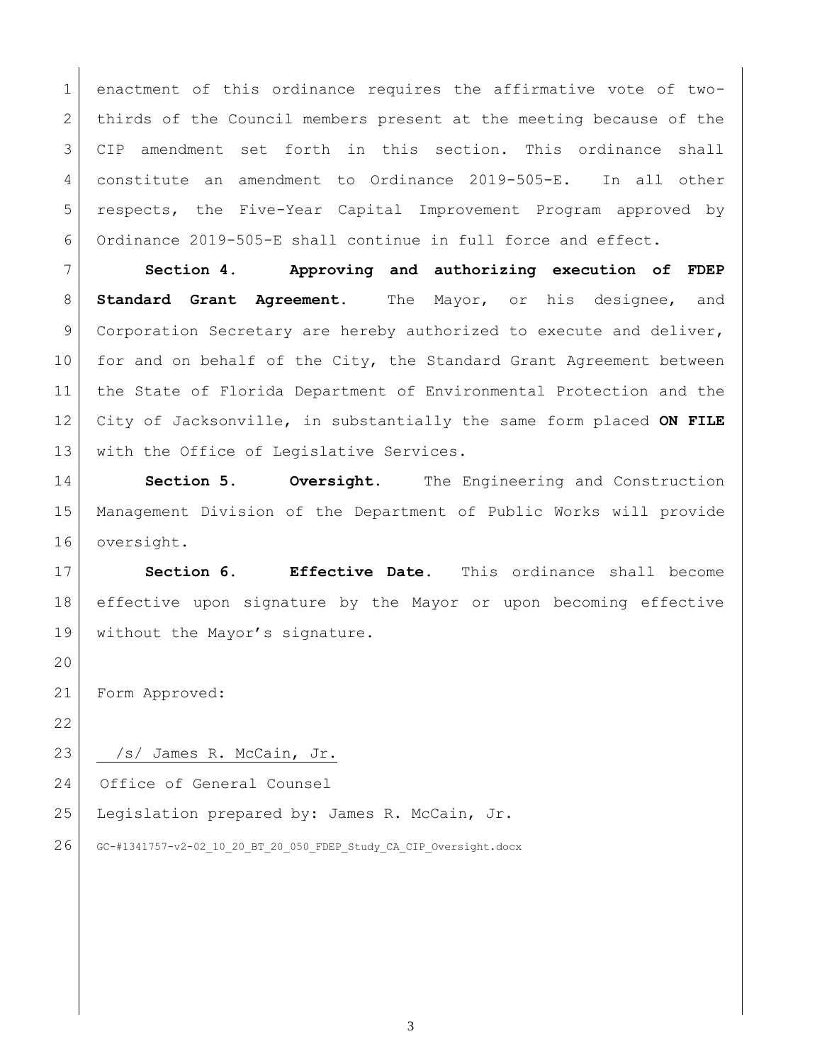enactment of this ordinance requires the affirmative vote of two-thirds of the Council members present at the meeting because of the CIP amendment set forth in this section. This ordinance shall constitute an amendment to Ordinance 2019-505-E. In all other respects, the Five-Year Capital Improvement Program approved by Ordinance 2019-505-E shall continue in full force and effect.

**Section 4. Approving and authorizing execution of FDEP Standard Grant Agreement.** The Mayor, or his designee, and Corporation Secretary are hereby authorized to execute and deliver, for and on behalf of the City, the Standard Grant Agreement between the State of Florida Department of Environmental Protection and the City of Jacksonville, in substantially the same form placed **ON FILE** with the Office of Legislative Services.

**Section 5. Oversight.** The Engineering and Construction Management Division of the Department of Public Works will provide oversight.

**Section 6. Effective Date.** This ordinance shall become effective upon signature by the Mayor or upon becoming effective without the Mayor's signature.

Form Approved:

/s/ James R. McCain, Jr.

Office of General Counsel

Legislation prepared by: James R. McCain, Jr.

GC-#1341757-v2-02_10_20_BT_20_050_FDEP_Study_CA_CIP_Oversight.docx